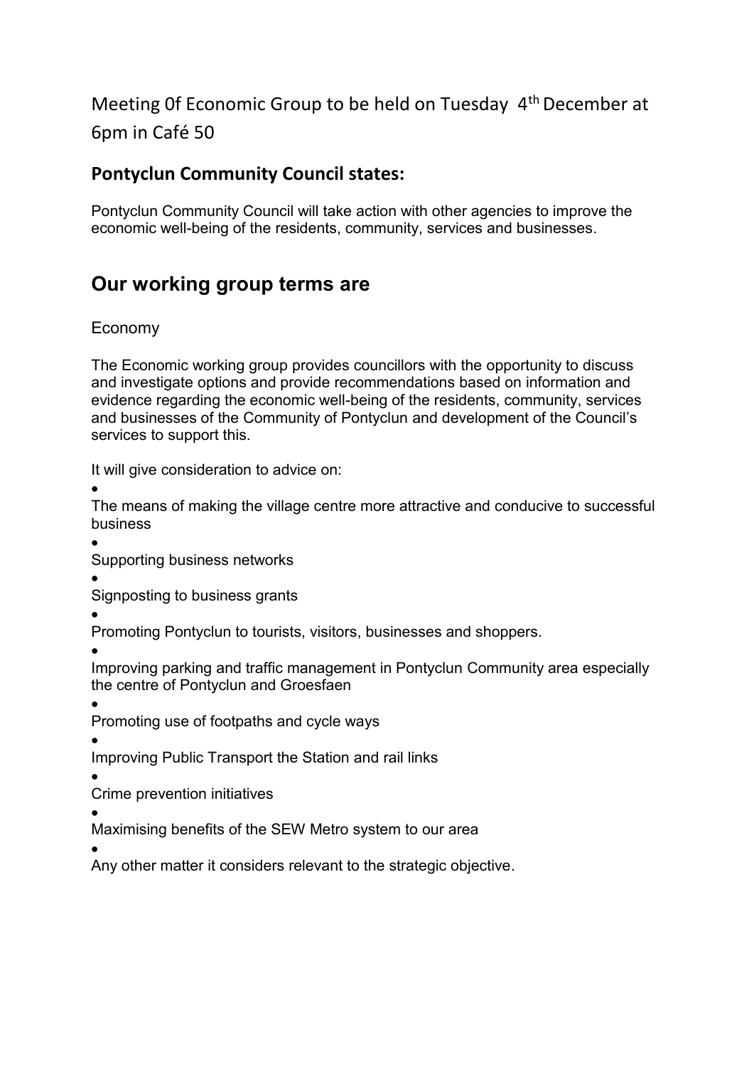Meeting 0f Economic Group to be held on Tuesday 4th December at 6pm in Café 50

## Pontyclun Community Council states:

Pontyclun Community Council will take action with other agencies to improve the economic well-being of the residents, community, services and businesses.

## Our working group terms are

Economy

The Economic working group provides councillors with the opportunity to discuss and investigate options and provide recommendations based on information and evidence regarding the economic well-being of the residents, community, services and businesses of the Community of Pontyclun and development of the Council's services to support this.

It will give consideration to advice on:

- The means of making the village centre more attractive and conducive to successful business
- Supporting business networks
- Signposting to business grants
- Promoting Pontyclun to tourists, visitors, businesses and shoppers.
- Improving parking and traffic management in Pontyclun Community area especially the centre of Pontyclun and Groesfaen
- Promoting use of footpaths and cycle ways
- Improving Public Transport the Station and rail links
- Crime prevention initiatives
- Maximising benefits of the SEW Metro system to our area
- Any other matter it considers relevant to the strategic objective.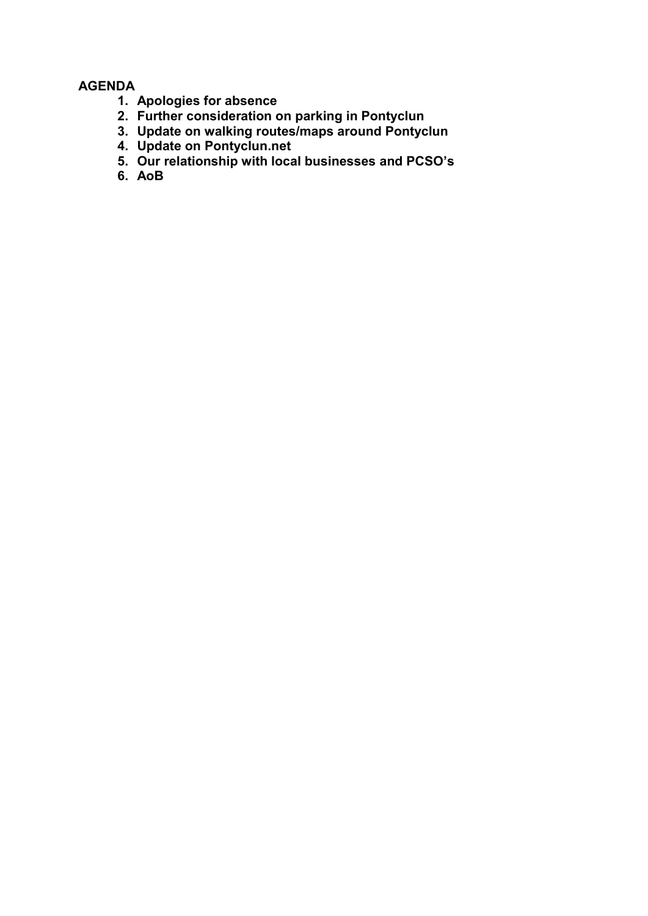**AGENDA**

1. **Apologies for absence**
2. **Further consideration on parking in Pontyclun**
3. **Update on walking routes/maps around Pontyclun**
4. **Update on Pontyclun.net**
5. **Our relationship with local businesses and PCSO's**
6. **AoB**